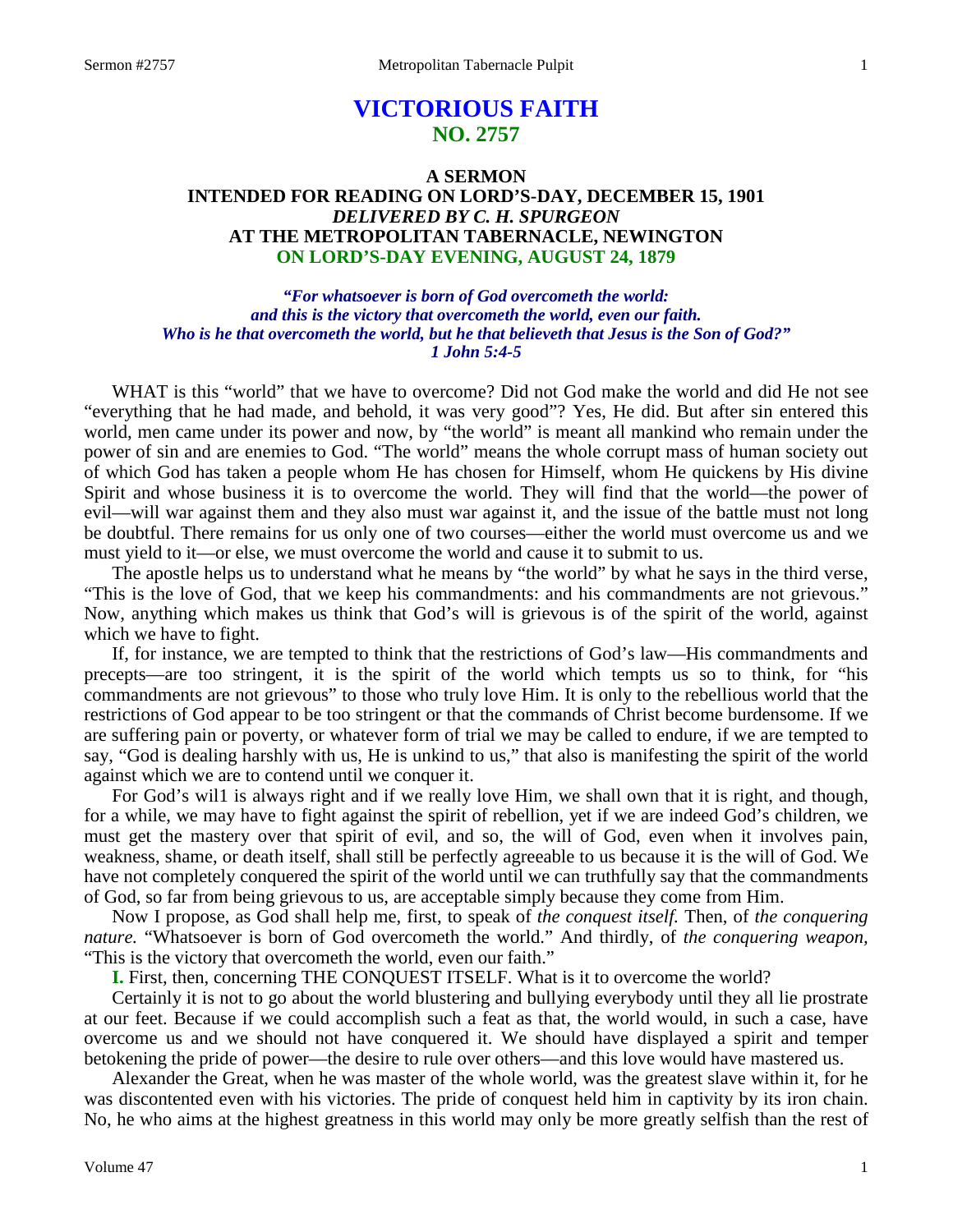# VICTORIOUS FAITH
## NO. 2757

### A SERMON
### INTENDED FOR READING ON LORD'S-DAY, DECEMBER 15, 1901
### *DELIVERED BY C. H. SPURGEON*
### AT THE METROPOLITAN TABERNACLE, NEWINGTON
### ON LORD'S-DAY EVENING, AUGUST 24, 1879

*"For whatsoever is born of God overcometh the world: and this is the victory that overcometh the world, even our faith. Who is he that overcometh the world, but he that believeth that Jesus is the Son of God?"*
*1 John 5:4-5*

WHAT is this "world" that we have to overcome? Did not God make the world and did He not see "everything that he had made, and behold, it was very good"? Yes, He did. But after sin entered this world, men came under its power and now, by "the world" is meant all mankind who remain under the power of sin and are enemies to God. "The world" means the whole corrupt mass of human society out of which God has taken a people whom He has chosen for Himself, whom He quickens by His divine Spirit and whose business it is to overcome the world. They will find that the world—the power of evil—will war against them and they also must war against it, and the issue of the battle must not long be doubtful. There remains for us only one of two courses—either the world must overcome us and we must yield to it—or else, we must overcome the world and cause it to submit to us.

The apostle helps us to understand what he means by "the world" by what he says in the third verse, "This is the love of God, that we keep his commandments: and his commandments are not grievous." Now, anything which makes us think that God's will is grievous is of the spirit of the world, against which we have to fight.

If, for instance, we are tempted to think that the restrictions of God's law—His commandments and precepts—are too stringent, it is the spirit of the world which tempts us so to think, for "his commandments are not grievous" to those who truly love Him. It is only to the rebellious world that the restrictions of God appear to be too stringent or that the commands of Christ become burdensome. If we are suffering pain or poverty, or whatever form of trial we may be called to endure, if we are tempted to say, "God is dealing harshly with us, He is unkind to us," that also is manifesting the spirit of the world against which we are to contend until we conquer it.

For God's wil1 is always right and if we really love Him, we shall own that it is right, and though, for a while, we may have to fight against the spirit of rebellion, yet if we are indeed God's children, we must get the mastery over that spirit of evil, and so, the will of God, even when it involves pain, weakness, shame, or death itself, shall still be perfectly agreeable to us because it is the will of God. We have not completely conquered the spirit of the world until we can truthfully say that the commandments of God, so far from being grievous to us, are acceptable simply because they come from Him.

Now I propose, as God shall help me, first, to speak of *the conquest itself.* Then, of *the conquering nature.* "Whatsoever is born of God overcometh the world." And thirdly, of *the conquering weapon,* "This is the victory that overcometh the world, even our faith."

**I.** First, then, concerning THE CONQUEST ITSELF. What is it to overcome the world?

Certainly it is not to go about the world blustering and bullying everybody until they all lie prostrate at our feet. Because if we could accomplish such a feat as that, the world would, in such a case, have overcome us and we should not have conquered it. We should have displayed a spirit and temper betokening the pride of power—the desire to rule over others—and this love would have mastered us.

Alexander the Great, when he was master of the whole world, was the greatest slave within it, for he was discontented even with his victories. The pride of conquest held him in captivity by its iron chain. No, he who aims at the highest greatness in this world may only be more greatly selfish than the rest of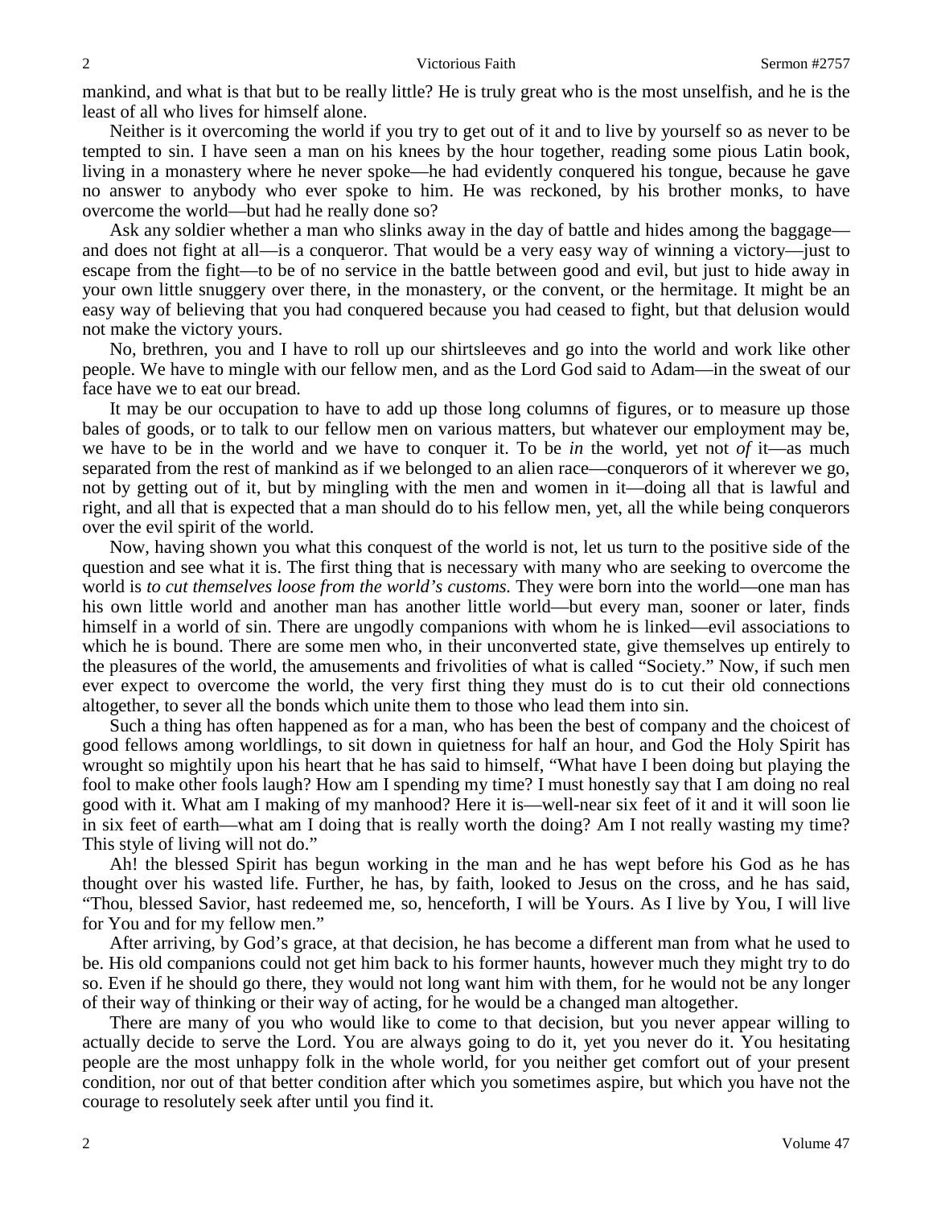mankind, and what is that but to be really little? He is truly great who is the most unselfish, and he is the least of all who lives for himself alone.

Neither is it overcoming the world if you try to get out of it and to live by yourself so as never to be tempted to sin. I have seen a man on his knees by the hour together, reading some pious Latin book, living in a monastery where he never spoke—he had evidently conquered his tongue, because he gave no answer to anybody who ever spoke to him. He was reckoned, by his brother monks, to have overcome the world—but had he really done so?

Ask any soldier whether a man who slinks away in the day of battle and hides among the baggage—and does not fight at all—is a conqueror. That would be a very easy way of winning a victory—just to escape from the fight—to be of no service in the battle between good and evil, but just to hide away in your own little snuggery over there, in the monastery, or the convent, or the hermitage. It might be an easy way of believing that you had conquered because you had ceased to fight, but that delusion would not make the victory yours.

No, brethren, you and I have to roll up our shirtsleeves and go into the world and work like other people. We have to mingle with our fellow men, and as the Lord God said to Adam—in the sweat of our face have we to eat our bread.

It may be our occupation to have to add up those long columns of figures, or to measure up those bales of goods, or to talk to our fellow men on various matters, but whatever our employment may be, we have to be in the world and we have to conquer it. To be *in* the world, yet not *of* it—as much separated from the rest of mankind as if we belonged to an alien race—conquerors of it wherever we go, not by getting out of it, but by mingling with the men and women in it—doing all that is lawful and right, and all that is expected that a man should do to his fellow men, yet, all the while being conquerors over the evil spirit of the world.

Now, having shown you what this conquest of the world is not, let us turn to the positive side of the question and see what it is. The first thing that is necessary with many who are seeking to overcome the world is *to cut themselves loose from the world's customs.* They were born into the world—one man has his own little world and another man has another little world—but every man, sooner or later, finds himself in a world of sin. There are ungodly companions with whom he is linked—evil associations to which he is bound. There are some men who, in their unconverted state, give themselves up entirely to the pleasures of the world, the amusements and frivolities of what is called "Society." Now, if such men ever expect to overcome the world, the very first thing they must do is to cut their old connections altogether, to sever all the bonds which unite them to those who lead them into sin.

Such a thing has often happened as for a man, who has been the best of company and the choicest of good fellows among worldlings, to sit down in quietness for half an hour, and God the Holy Spirit has wrought so mightily upon his heart that he has said to himself, "What have I been doing but playing the fool to make other fools laugh? How am I spending my time? I must honestly say that I am doing no real good with it. What am I making of my manhood? Here it is—well-near six feet of it and it will soon lie in six feet of earth—what am I doing that is really worth the doing? Am I not really wasting my time? This style of living will not do."

Ah! the blessed Spirit has begun working in the man and he has wept before his God as he has thought over his wasted life. Further, he has, by faith, looked to Jesus on the cross, and he has said, "Thou, blessed Savior, hast redeemed me, so, henceforth, I will be Yours. As I live by You, I will live for You and for my fellow men."

After arriving, by God's grace, at that decision, he has become a different man from what he used to be. His old companions could not get him back to his former haunts, however much they might try to do so. Even if he should go there, they would not long want him with them, for he would not be any longer of their way of thinking or their way of acting, for he would be a changed man altogether.

There are many of you who would like to come to that decision, but you never appear willing to actually decide to serve the Lord. You are always going to do it, yet you never do it. You hesitating people are the most unhappy folk in the whole world, for you neither get comfort out of your present condition, nor out of that better condition after which you sometimes aspire, but which you have not the courage to resolutely seek after until you find it.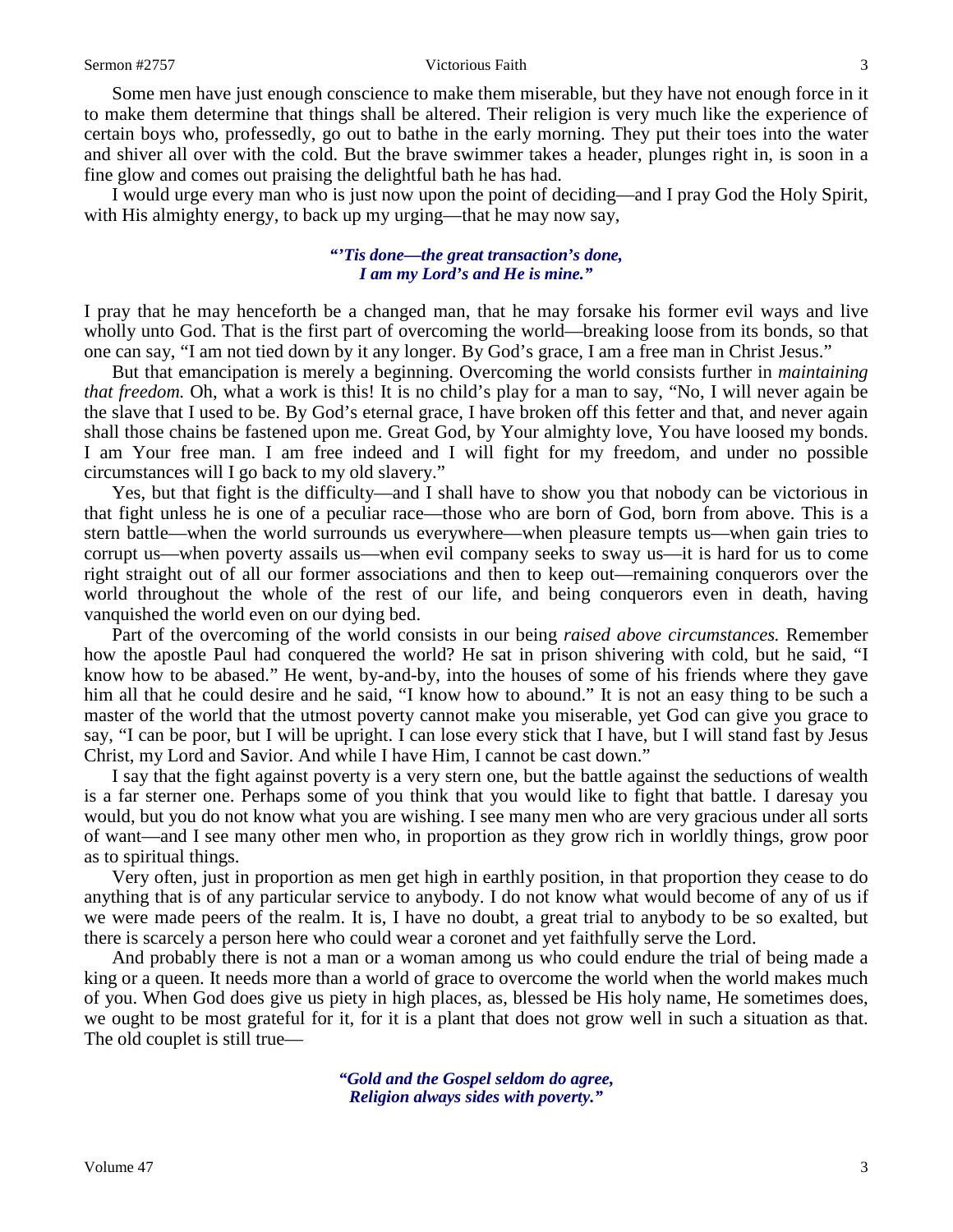Some men have just enough conscience to make them miserable, but they have not enough force in it to make them determine that things shall be altered. Their religion is very much like the experience of certain boys who, professedly, go out to bathe in the early morning. They put their toes into the water and shiver all over with the cold. But the brave swimmer takes a header, plunges right in, is soon in a fine glow and comes out praising the delightful bath he has had.

I would urge every man who is just now upon the point of deciding—and I pray God the Holy Spirit, with His almighty energy, to back up my urging—that he may now say,

> ***"'Tis done—the great transaction's done,***
> ***I am my Lord's and He is mine."***

I pray that he may henceforth be a changed man, that he may forsake his former evil ways and live wholly unto God. That is the first part of overcoming the world—breaking loose from its bonds, so that one can say, "I am not tied down by it any longer. By God's grace, I am a free man in Christ Jesus."

But that emancipation is merely a beginning. Overcoming the world consists further in *maintaining that freedom.* Oh, what a work is this! It is no child's play for a man to say, "No, I will never again be the slave that I used to be. By God's eternal grace, I have broken off this fetter and that, and never again shall those chains be fastened upon me. Great God, by Your almighty love, You have loosed my bonds. I am Your free man. I am free indeed and I will fight for my freedom, and under no possible circumstances will I go back to my old slavery."

Yes, but that fight is the difficulty—and I shall have to show you that nobody can be victorious in that fight unless he is one of a peculiar race—those who are born of God, born from above. This is a stern battle—when the world surrounds us everywhere—when pleasure tempts us—when gain tries to corrupt us—when poverty assails us—when evil company seeks to sway us—it is hard for us to come right straight out of all our former associations and then to keep out—remaining conquerors over the world throughout the whole of the rest of our life, and being conquerors even in death, having vanquished the world even on our dying bed.

Part of the overcoming of the world consists in our being *raised above circumstances.* Remember how the apostle Paul had conquered the world? He sat in prison shivering with cold, but he said, "I know how to be abased." He went, by-and-by, into the houses of some of his friends where they gave him all that he could desire and he said, "I know how to abound." It is not an easy thing to be such a master of the world that the utmost poverty cannot make you miserable, yet God can give you grace to say, "I can be poor, but I will be upright. I can lose every stick that I have, but I will stand fast by Jesus Christ, my Lord and Savior. And while I have Him, I cannot be cast down."

I say that the fight against poverty is a very stern one, but the battle against the seductions of wealth is a far sterner one. Perhaps some of you think that you would like to fight that battle. I daresay you would, but you do not know what you are wishing. I see many men who are very gracious under all sorts of want—and I see many other men who, in proportion as they grow rich in worldly things, grow poor as to spiritual things.

Very often, just in proportion as men get high in earthly position, in that proportion they cease to do anything that is of any particular service to anybody. I do not know what would become of any of us if we were made peers of the realm. It is, I have no doubt, a great trial to anybody to be so exalted, but there is scarcely a person here who could wear a coronet and yet faithfully serve the Lord.

And probably there is not a man or a woman among us who could endure the trial of being made a king or a queen. It needs more than a world of grace to overcome the world when the world makes much of you. When God does give us piety in high places, as, blessed be His holy name, He sometimes does, we ought to be most grateful for it, for it is a plant that does not grow well in such a situation as that. The old couplet is still true—

> ***"Gold and the Gospel seldom do agree,***
> ***Religion always sides with poverty."***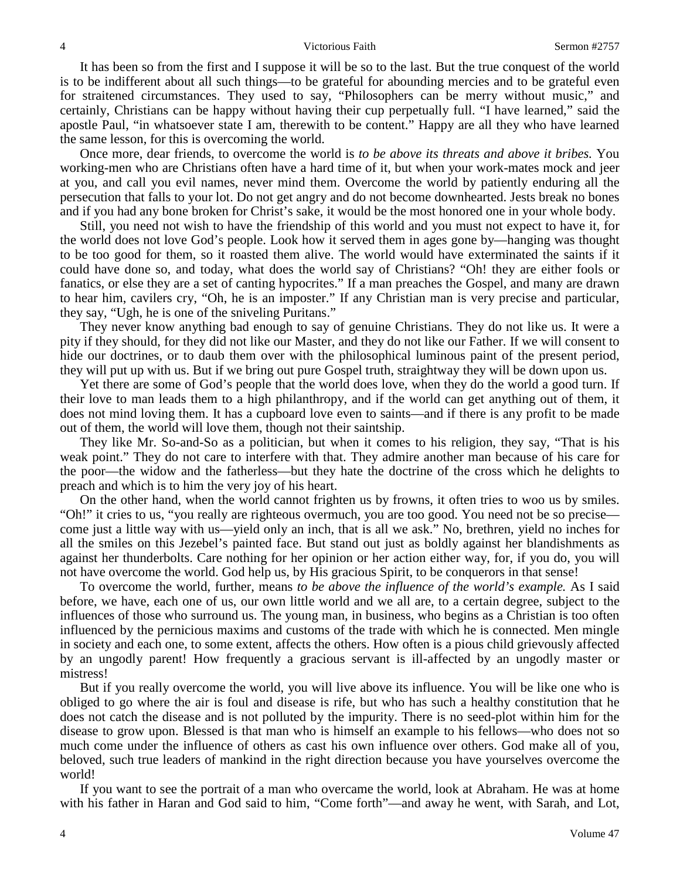It has been so from the first and I suppose it will be so to the last. But the true conquest of the world is to be indifferent about all such things—to be grateful for abounding mercies and to be grateful even for straitened circumstances. They used to say, "Philosophers can be merry without music," and certainly, Christians can be happy without having their cup perpetually full. "I have learned," said the apostle Paul, "in whatsoever state I am, therewith to be content." Happy are all they who have learned the same lesson, for this is overcoming the world.

Once more, dear friends, to overcome the world is *to be above its threats and above it bribes.* You working-men who are Christians often have a hard time of it, but when your work-mates mock and jeer at you, and call you evil names, never mind them. Overcome the world by patiently enduring all the persecution that falls to your lot. Do not get angry and do not become downhearted. Jests break no bones and if you had any bone broken for Christ's sake, it would be the most honored one in your whole body.

Still, you need not wish to have the friendship of this world and you must not expect to have it, for the world does not love God's people. Look how it served them in ages gone by—hanging was thought to be too good for them, so it roasted them alive. The world would have exterminated the saints if it could have done so, and today, what does the world say of Christians? "Oh! they are either fools or fanatics, or else they are a set of canting hypocrites." If a man preaches the Gospel, and many are drawn to hear him, cavilers cry, "Oh, he is an imposter." If any Christian man is very precise and particular, they say, "Ugh, he is one of the sniveling Puritans."

They never know anything bad enough to say of genuine Christians. They do not like us. It were a pity if they should, for they did not like our Master, and they do not like our Father. If we will consent to hide our doctrines, or to daub them over with the philosophical luminous paint of the present period, they will put up with us. But if we bring out pure Gospel truth, straightway they will be down upon us.

Yet there are some of God's people that the world does love, when they do the world a good turn. If their love to man leads them to a high philanthropy, and if the world can get anything out of them, it does not mind loving them. It has a cupboard love even to saints—and if there is any profit to be made out of them, the world will love them, though not their saintship.

They like Mr. So-and-So as a politician, but when it comes to his religion, they say, "That is his weak point." They do not care to interfere with that. They admire another man because of his care for the poor—the widow and the fatherless—but they hate the doctrine of the cross which he delights to preach and which is to him the very joy of his heart.

On the other hand, when the world cannot frighten us by frowns, it often tries to woo us by smiles. "Oh!" it cries to us, "you really are righteous overmuch, you are too good. You need not be so precise—come just a little way with us—yield only an inch, that is all we ask." No, brethren, yield no inches for all the smiles on this Jezebel's painted face. But stand out just as boldly against her blandishments as against her thunderbolts. Care nothing for her opinion or her action either way, for, if you do, you will not have overcome the world. God help us, by His gracious Spirit, to be conquerors in that sense!

To overcome the world, further, means *to be above the influence of the world's example.* As I said before, we have, each one of us, our own little world and we all are, to a certain degree, subject to the influences of those who surround us. The young man, in business, who begins as a Christian is too often influenced by the pernicious maxims and customs of the trade with which he is connected. Men mingle in society and each one, to some extent, affects the others. How often is a pious child grievously affected by an ungodly parent! How frequently a gracious servant is ill-affected by an ungodly master or mistress!

But if you really overcome the world, you will live above its influence. You will be like one who is obliged to go where the air is foul and disease is rife, but who has such a healthy constitution that he does not catch the disease and is not polluted by the impurity. There is no seed-plot within him for the disease to grow upon. Blessed is that man who is himself an example to his fellows—who does not so much come under the influence of others as cast his own influence over others. God make all of you, beloved, such true leaders of mankind in the right direction because you have yourselves overcome the world!

If you want to see the portrait of a man who overcame the world, look at Abraham. He was at home with his father in Haran and God said to him, "Come forth"—and away he went, with Sarah, and Lot,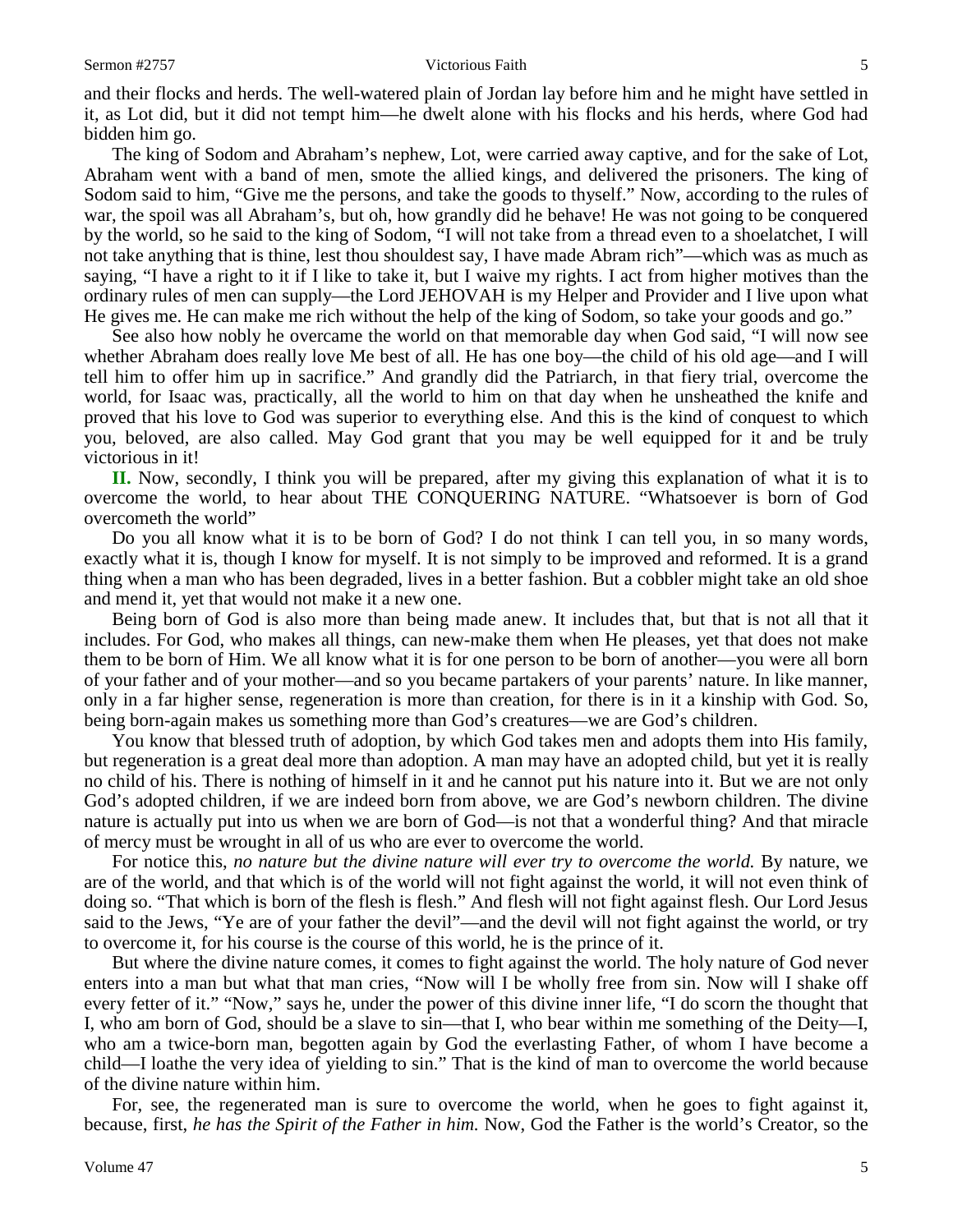and their flocks and herds. The well-watered plain of Jordan lay before him and he might have settled in it, as Lot did, but it did not tempt him—he dwelt alone with his flocks and his herds, where God had bidden him go.

The king of Sodom and Abraham's nephew, Lot, were carried away captive, and for the sake of Lot, Abraham went with a band of men, smote the allied kings, and delivered the prisoners. The king of Sodom said to him, "Give me the persons, and take the goods to thyself." Now, according to the rules of war, the spoil was all Abraham's, but oh, how grandly did he behave! He was not going to be conquered by the world, so he said to the king of Sodom, "I will not take from a thread even to a shoelatchet, I will not take anything that is thine, lest thou shouldest say, I have made Abram rich"—which was as much as saying, "I have a right to it if I like to take it, but I waive my rights. I act from higher motives than the ordinary rules of men can supply—the Lord JEHOVAH is my Helper and Provider and I live upon what He gives me. He can make me rich without the help of the king of Sodom, so take your goods and go."

See also how nobly he overcame the world on that memorable day when God said, "I will now see whether Abraham does really love Me best of all. He has one boy—the child of his old age—and I will tell him to offer him up in sacrifice." And grandly did the Patriarch, in that fiery trial, overcome the world, for Isaac was, practically, all the world to him on that day when he unsheathed the knife and proved that his love to God was superior to everything else. And this is the kind of conquest to which you, beloved, are also called. May God grant that you may be well equipped for it and be truly victorious in it!

**II.** Now, secondly, I think you will be prepared, after my giving this explanation of what it is to overcome the world, to hear about THE CONQUERING NATURE. "Whatsoever is born of God overcometh the world"

Do you all know what it is to be born of God? I do not think I can tell you, in so many words, exactly what it is, though I know for myself. It is not simply to be improved and reformed. It is a grand thing when a man who has been degraded, lives in a better fashion. But a cobbler might take an old shoe and mend it, yet that would not make it a new one.

Being born of God is also more than being made anew. It includes that, but that is not all that it includes. For God, who makes all things, can new-make them when He pleases, yet that does not make them to be born of Him. We all know what it is for one person to be born of another—you were all born of your father and of your mother—and so you became partakers of your parents' nature. In like manner, only in a far higher sense, regeneration is more than creation, for there is in it a kinship with God. So, being born-again makes us something more than God's creatures—we are God's children.

You know that blessed truth of adoption, by which God takes men and adopts them into His family, but regeneration is a great deal more than adoption. A man may have an adopted child, but yet it is really no child of his. There is nothing of himself in it and he cannot put his nature into it. But we are not only God's adopted children, if we are indeed born from above, we are God's newborn children. The divine nature is actually put into us when we are born of God—is not that a wonderful thing? And that miracle of mercy must be wrought in all of us who are ever to overcome the world.

For notice this, *no nature but the divine nature will ever try to overcome the world.* By nature, we are of the world, and that which is of the world will not fight against the world, it will not even think of doing so. "That which is born of the flesh is flesh." And flesh will not fight against flesh. Our Lord Jesus said to the Jews, "Ye are of your father the devil"—and the devil will not fight against the world, or try to overcome it, for his course is the course of this world, he is the prince of it.

But where the divine nature comes, it comes to fight against the world. The holy nature of God never enters into a man but what that man cries, "Now will I be wholly free from sin. Now will I shake off every fetter of it." "Now," says he, under the power of this divine inner life, "I do scorn the thought that I, who am born of God, should be a slave to sin—that I, who bear within me something of the Deity—I, who am a twice-born man, begotten again by God the everlasting Father, of whom I have become a child—I loathe the very idea of yielding to sin." That is the kind of man to overcome the world because of the divine nature within him.

For, see, the regenerated man is sure to overcome the world, when he goes to fight against it, because, first, *he has the Spirit of the Father in him.* Now, God the Father is the world's Creator, so the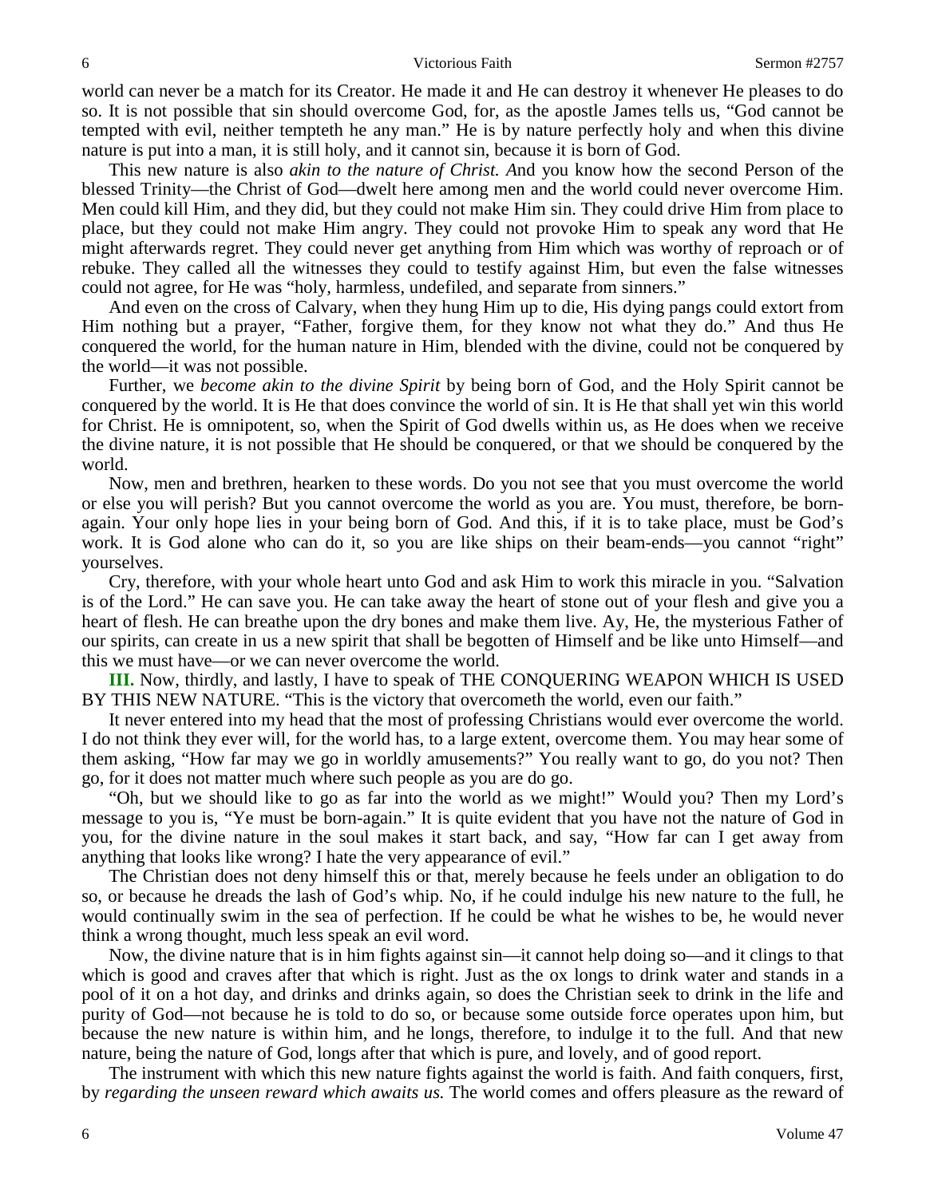world can never be a match for its Creator. He made it and He can destroy it whenever He pleases to do so. It is not possible that sin should overcome God, for, as the apostle James tells us, "God cannot be tempted with evil, neither tempteth he any man." He is by nature perfectly holy and when this divine nature is put into a man, it is still holy, and it cannot sin, because it is born of God.

This new nature is also *akin to the nature of Christ.* And you know how the second Person of the blessed Trinity—the Christ of God—dwelt here among men and the world could never overcome Him. Men could kill Him, and they did, but they could not make Him sin. They could drive Him from place to place, but they could not make Him angry. They could not provoke Him to speak any word that He might afterwards regret. They could never get anything from Him which was worthy of reproach or of rebuke. They called all the witnesses they could to testify against Him, but even the false witnesses could not agree, for He was "holy, harmless, undefiled, and separate from sinners."

And even on the cross of Calvary, when they hung Him up to die, His dying pangs could extort from Him nothing but a prayer, "Father, forgive them, for they know not what they do." And thus He conquered the world, for the human nature in Him, blended with the divine, could not be conquered by the world—it was not possible.

Further, we *become akin to the divine Spirit* by being born of God, and the Holy Spirit cannot be conquered by the world. It is He that does convince the world of sin. It is He that shall yet win this world for Christ. He is omnipotent, so, when the Spirit of God dwells within us, as He does when we receive the divine nature, it is not possible that He should be conquered, or that we should be conquered by the world.

Now, men and brethren, hearken to these words. Do you not see that you must overcome the world or else you will perish? But you cannot overcome the world as you are. You must, therefore, be born-again. Your only hope lies in your being born of God. And this, if it is to take place, must be God's work. It is God alone who can do it, so you are like ships on their beam-ends—you cannot "right" yourselves.

Cry, therefore, with your whole heart unto God and ask Him to work this miracle in you. "Salvation is of the Lord." He can save you. He can take away the heart of stone out of your flesh and give you a heart of flesh. He can breathe upon the dry bones and make them live. Ay, He, the mysterious Father of our spirits, can create in us a new spirit that shall be begotten of Himself and be like unto Himself—and this we must have—or we can never overcome the world.

**III.** Now, thirdly, and lastly, I have to speak of THE CONQUERING WEAPON WHICH IS USED BY THIS NEW NATURE. "This is the victory that overcometh the world, even our faith."

It never entered into my head that the most of professing Christians would ever overcome the world. I do not think they ever will, for the world has, to a large extent, overcome them. You may hear some of them asking, "How far may we go in worldly amusements?" You really want to go, do you not? Then go, for it does not matter much where such people as you are do go.

"Oh, but we should like to go as far into the world as we might!" Would you? Then my Lord's message to you is, "Ye must be born-again." It is quite evident that you have not the nature of God in you, for the divine nature in the soul makes it start back, and say, "How far can I get away from anything that looks like wrong? I hate the very appearance of evil."

The Christian does not deny himself this or that, merely because he feels under an obligation to do so, or because he dreads the lash of God's whip. No, if he could indulge his new nature to the full, he would continually swim in the sea of perfection. If he could be what he wishes to be, he would never think a wrong thought, much less speak an evil word.

Now, the divine nature that is in him fights against sin—it cannot help doing so—and it clings to that which is good and craves after that which is right. Just as the ox longs to drink water and stands in a pool of it on a hot day, and drinks and drinks again, so does the Christian seek to drink in the life and purity of God—not because he is told to do so, or because some outside force operates upon him, but because the new nature is within him, and he longs, therefore, to indulge it to the full. And that new nature, being the nature of God, longs after that which is pure, and lovely, and of good report.

The instrument with which this new nature fights against the world is faith. And faith conquers, first, by *regarding the unseen reward which awaits us.* The world comes and offers pleasure as the reward of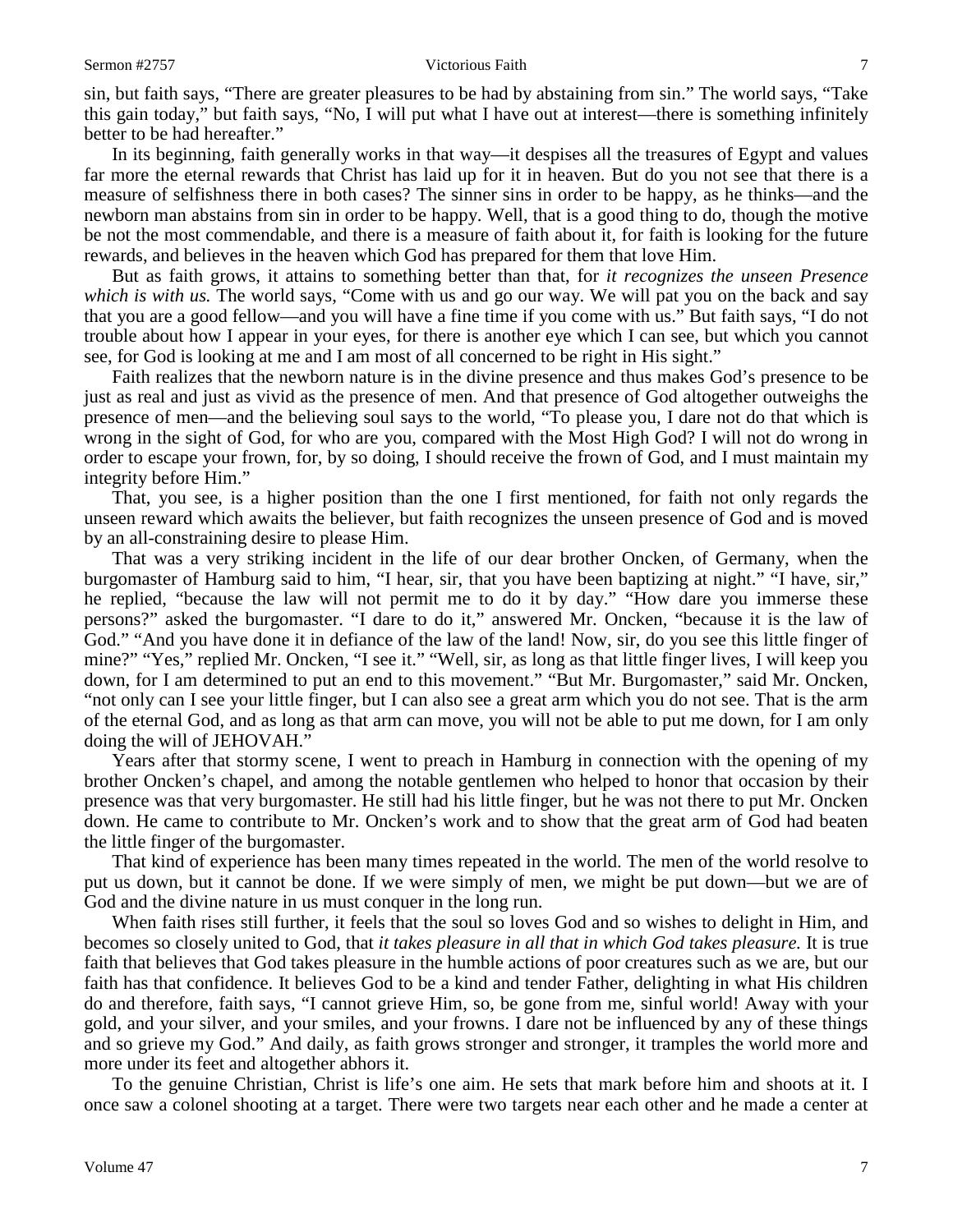sin, but faith says, "There are greater pleasures to be had by abstaining from sin." The world says, "Take this gain today," but faith says, "No, I will put what I have out at interest—there is something infinitely better to be had hereafter."

In its beginning, faith generally works in that way—it despises all the treasures of Egypt and values far more the eternal rewards that Christ has laid up for it in heaven. But do you not see that there is a measure of selfishness there in both cases? The sinner sins in order to be happy, as he thinks—and the newborn man abstains from sin in order to be happy. Well, that is a good thing to do, though the motive be not the most commendable, and there is a measure of faith about it, for faith is looking for the future rewards, and believes in the heaven which God has prepared for them that love Him.

But as faith grows, it attains to something better than that, for *it recognizes the unseen Presence which is with us.* The world says, "Come with us and go our way. We will pat you on the back and say that you are a good fellow—and you will have a fine time if you come with us." But faith says, "I do not trouble about how I appear in your eyes, for there is another eye which I can see, but which you cannot see, for God is looking at me and I am most of all concerned to be right in His sight."

Faith realizes that the newborn nature is in the divine presence and thus makes God's presence to be just as real and just as vivid as the presence of men. And that presence of God altogether outweighs the presence of men—and the believing soul says to the world, "To please you, I dare not do that which is wrong in the sight of God, for who are you, compared with the Most High God? I will not do wrong in order to escape your frown, for, by so doing, I should receive the frown of God, and I must maintain my integrity before Him."

That, you see, is a higher position than the one I first mentioned, for faith not only regards the unseen reward which awaits the believer, but faith recognizes the unseen presence of God and is moved by an all-constraining desire to please Him.

That was a very striking incident in the life of our dear brother Oncken, of Germany, when the burgomaster of Hamburg said to him, "I hear, sir, that you have been baptizing at night." "I have, sir," he replied, "because the law will not permit me to do it by day." "How dare you immerse these persons?" asked the burgomaster. "I dare to do it," answered Mr. Oncken, "because it is the law of God." "And you have done it in defiance of the law of the land! Now, sir, do you see this little finger of mine?" "Yes," replied Mr. Oncken, "I see it." "Well, sir, as long as that little finger lives, I will keep you down, for I am determined to put an end to this movement." "But Mr. Burgomaster," said Mr. Oncken, "not only can I see your little finger, but I can also see a great arm which you do not see. That is the arm of the eternal God, and as long as that arm can move, you will not be able to put me down, for I am only doing the will of JEHOVAH."

Years after that stormy scene, I went to preach in Hamburg in connection with the opening of my brother Oncken's chapel, and among the notable gentlemen who helped to honor that occasion by their presence was that very burgomaster. He still had his little finger, but he was not there to put Mr. Oncken down. He came to contribute to Mr. Oncken's work and to show that the great arm of God had beaten the little finger of the burgomaster.

That kind of experience has been many times repeated in the world. The men of the world resolve to put us down, but it cannot be done. If we were simply of men, we might be put down—but we are of God and the divine nature in us must conquer in the long run.

When faith rises still further, it feels that the soul so loves God and so wishes to delight in Him, and becomes so closely united to God, that *it takes pleasure in all that in which God takes pleasure.* It is true faith that believes that God takes pleasure in the humble actions of poor creatures such as we are, but our faith has that confidence. It believes God to be a kind and tender Father, delighting in what His children do and therefore, faith says, "I cannot grieve Him, so, be gone from me, sinful world! Away with your gold, and your silver, and your smiles, and your frowns. I dare not be influenced by any of these things and so grieve my God." And daily, as faith grows stronger and stronger, it tramples the world more and more under its feet and altogether abhors it.

To the genuine Christian, Christ is life's one aim. He sets that mark before him and shoots at it. I once saw a colonel shooting at a target. There were two targets near each other and he made a center at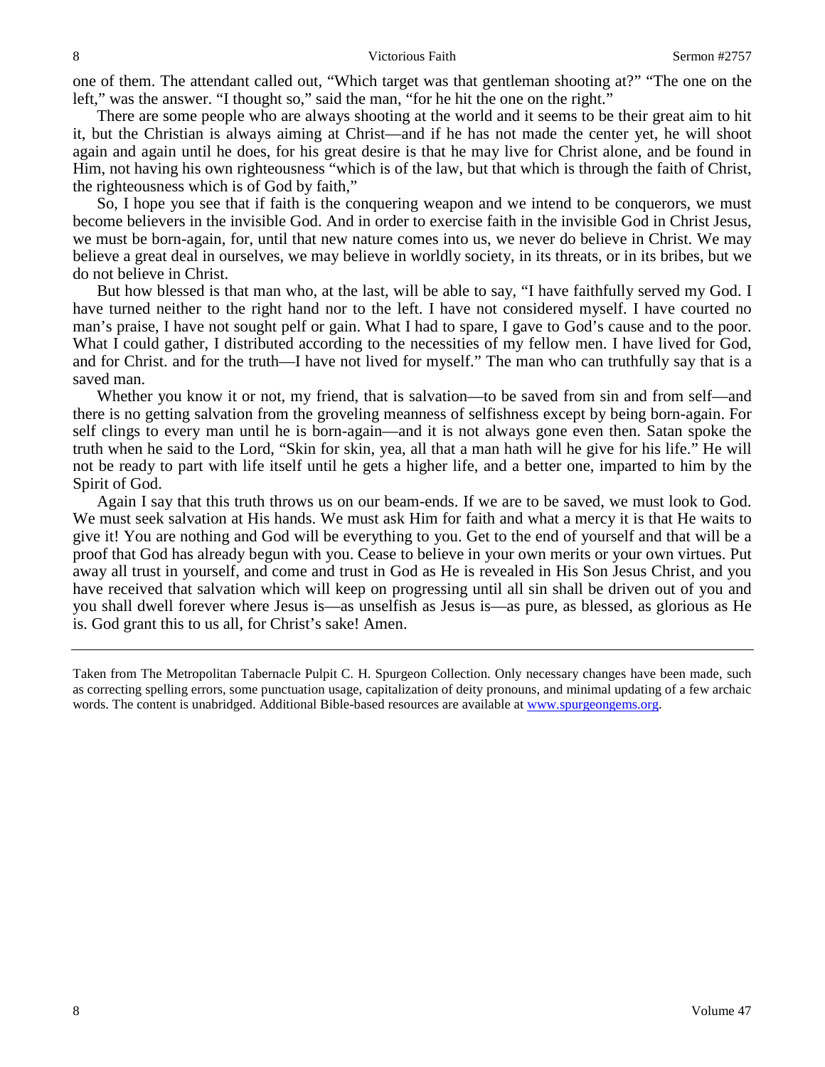one of them. The attendant called out, "Which target was that gentleman shooting at?" "The one on the left," was the answer. "I thought so," said the man, "for he hit the one on the right."

There are some people who are always shooting at the world and it seems to be their great aim to hit it, but the Christian is always aiming at Christ—and if he has not made the center yet, he will shoot again and again until he does, for his great desire is that he may live for Christ alone, and be found in Him, not having his own righteousness "which is of the law, but that which is through the faith of Christ, the righteousness which is of God by faith,"

So, I hope you see that if faith is the conquering weapon and we intend to be conquerors, we must become believers in the invisible God. And in order to exercise faith in the invisible God in Christ Jesus, we must be born-again, for, until that new nature comes into us, we never do believe in Christ. We may believe a great deal in ourselves, we may believe in worldly society, in its threats, or in its bribes, but we do not believe in Christ.

But how blessed is that man who, at the last, will be able to say, "I have faithfully served my God. I have turned neither to the right hand nor to the left. I have not considered myself. I have courted no man's praise, I have not sought pelf or gain. What I had to spare, I gave to God's cause and to the poor. What I could gather, I distributed according to the necessities of my fellow men. I have lived for God, and for Christ. and for the truth—I have not lived for myself." The man who can truthfully say that is a saved man.

Whether you know it or not, my friend, that is salvation—to be saved from sin and from self—and there is no getting salvation from the groveling meanness of selfishness except by being born-again. For self clings to every man until he is born-again—and it is not always gone even then. Satan spoke the truth when he said to the Lord, "Skin for skin, yea, all that a man hath will he give for his life." He will not be ready to part with life itself until he gets a higher life, and a better one, imparted to him by the Spirit of God.

Again I say that this truth throws us on our beam-ends. If we are to be saved, we must look to God. We must seek salvation at His hands. We must ask Him for faith and what a mercy it is that He waits to give it! You are nothing and God will be everything to you. Get to the end of yourself and that will be a proof that God has already begun with you. Cease to believe in your own merits or your own virtues. Put away all trust in yourself, and come and trust in God as He is revealed in His Son Jesus Christ, and you have received that salvation which will keep on progressing until all sin shall be driven out of you and you shall dwell forever where Jesus is—as unselfish as Jesus is—as pure, as blessed, as glorious as He is. God grant this to us all, for Christ's sake! Amen.

---

Taken from The Metropolitan Tabernacle Pulpit C. H. Spurgeon Collection. Only necessary changes have been made, such as correcting spelling errors, some punctuation usage, capitalization of deity pronouns, and minimal updating of a few archaic words. The content is unabridged. Additional Bible-based resources are available at www.spurgeongems.org.